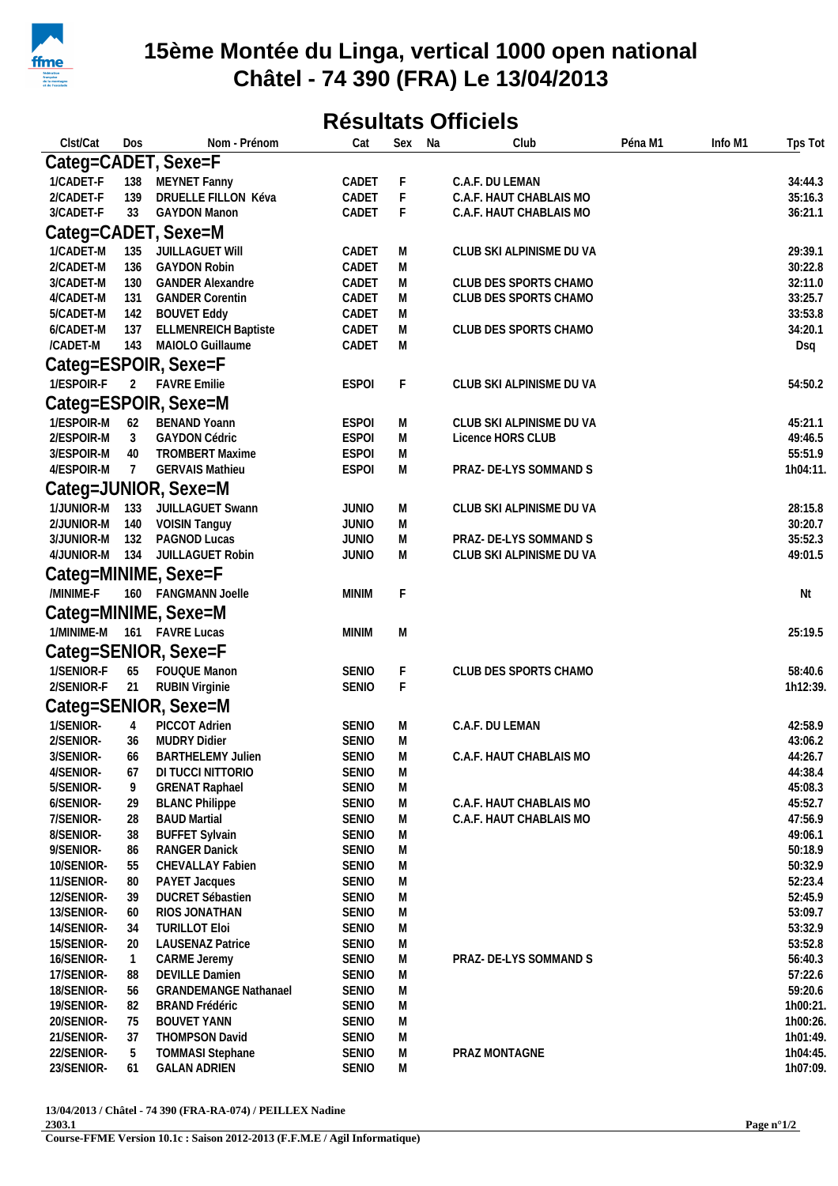# 15ème Montée du Linga, vertical 1000 open national
# Châtel - 74 390 (FRA) Le 13/04/2013

## Résultats Officiels

| Clst/Cat | Dos | Nom - Prénom | Cat | Sex | Na | Club | Péna M1 | Info M1 | Tps Tot |
|---|---|---|---|---|---|---|---|---|---|
| **Categ=CADET, Sexe=F** | | | | | | | | | |
| 1/CADET-F | 138 | MEYNET Fanny | CADET | F | | C.A.F. DU LEMAN | | | 34:44.3 |
| 2/CADET-F | 139 | DRUELLE FILLON Kéva | CADET | F | | C.A.F. HAUT CHABLAIS MO | | | 35:16.3 |
| 3/CADET-F | 33 | GAYDON Manon | CADET | F | | C.A.F. HAUT CHABLAIS MO | | | 36:21.1 |
| **Categ=CADET, Sexe=M** | | | | | | | | | |
| 1/CADET-M | 135 | JUILLAGUET Will | CADET | M | | CLUB SKI ALPINISME DU VA | | | 29:39.1 |
| 2/CADET-M | 136 | GAYDON Robin | CADET | M | | | | | 30:22.8 |
| 3/CADET-M | 130 | GANDER Alexandre | CADET | M | | CLUB DES SPORTS CHAMO | | | 32:11.0 |
| 4/CADET-M | 131 | GANDER Corentin | CADET | M | | CLUB DES SPORTS CHAMO | | | 33:25.7 |
| 5/CADET-M | 142 | BOUVET Eddy | CADET | M | | | | | 33:53.8 |
| 6/CADET-M | 137 | ELLMENREICH Baptiste | CADET | M | | CLUB DES SPORTS CHAMO | | | 34:20.1 |
| /CADET-M | 143 | MAIOLO Guillaume | CADET | M | | | | | Dsq |
| **Categ=ESPOIR, Sexe=F** | | | | | | | | | |
| 1/ESPOIR-F | 2 | FAVRE Emilie | ESPOI | F | | CLUB SKI ALPINISME DU VA | | | 54:50.2 |
| **Categ=ESPOIR, Sexe=M** | | | | | | | | | |
| 1/ESPOIR-M | 62 | BENAND Yoann | ESPOI | M | | CLUB SKI ALPINISME DU VA | | | 45:21.1 |
| 2/ESPOIR-M | 3 | GAYDON Cédric | ESPOI | M | | Licence HORS CLUB | | | 49:46.5 |
| 3/ESPOIR-M | 40 | TROMBERT Maxime | ESPOI | M | | | | | 55:51.9 |
| 4/ESPOIR-M | 7 | GERVAIS Mathieu | ESPOI | M | | PRAZ- DE-LYS SOMMAND S | | | 1h04:11. |
| **Categ=JUNIOR, Sexe=M** | | | | | | | | | |
| 1/JUNIOR-M | 133 | JUILLAGUET Swann | JUNIO | M | | CLUB SKI ALPINISME DU VA | | | 28:15.8 |
| 2/JUNIOR-M | 140 | VOISIN Tanguy | JUNIO | M | | | | | 30:20.7 |
| 3/JUNIOR-M | 132 | PAGNOD Lucas | JUNIO | M | | PRAZ- DE-LYS SOMMAND S | | | 35:52.3 |
| 4/JUNIOR-M | 134 | JUILLAGUET Robin | JUNIO | M | | CLUB SKI ALPINISME DU VA | | | 49:01.5 |
| **Categ=MINIME, Sexe=F** | | | | | | | | | |
| /MINIME-F | 160 | FANGMANN Joelle | MINIM | F | | | | | Nt |
| **Categ=MINIME, Sexe=M** | | | | | | | | | |
| 1/MINIME-M | 161 | FAVRE Lucas | MINIM | M | | | | | 25:19.5 |
| **Categ=SENIOR, Sexe=F** | | | | | | | | | |
| 1/SENIOR-F | 65 | FOUQUE Manon | SENIO | F | | CLUB DES SPORTS CHAMO | | | 58:40.6 |
| 2/SENIOR-F | 21 | RUBIN Virginie | SENIO | F | | | | | 1h12:39. |
| **Categ=SENIOR, Sexe=M** | | | | | | | | | |
| 1/SENIOR- | 4 | PICCOT Adrien | SENIO | M | | C.A.F. DU LEMAN | | | 42:58.9 |
| 2/SENIOR- | 36 | MUDRY Didier | SENIO | M | | | | | 43:06.2 |
| 3/SENIOR- | 66 | BARTHELEMY Julien | SENIO | M | | C.A.F. HAUT CHABLAIS MO | | | 44:26.7 |
| 4/SENIOR- | 67 | DI TUCCI NITTORIO | SENIO | M | | | | | 44:38.4 |
| 5/SENIOR- | 9 | GRENAT Raphael | SENIO | M | | | | | 45:08.3 |
| 6/SENIOR- | 29 | BLANC Philippe | SENIO | M | | C.A.F. HAUT CHABLAIS MO | | | 45:52.7 |
| 7/SENIOR- | 28 | BAUD Martial | SENIO | M | | C.A.F. HAUT CHABLAIS MO | | | 47:56.9 |
| 8/SENIOR- | 38 | BUFFET Sylvain | SENIO | M | | | | | 49:06.1 |
| 9/SENIOR- | 86 | RANGER Danick | SENIO | M | | | | | 50:18.9 |
| 10/SENIOR- | 55 | CHEVALLAY Fabien | SENIO | M | | | | | 50:32.9 |
| 11/SENIOR- | 80 | PAYET Jacques | SENIO | M | | | | | 52:23.4 |
| 12/SENIOR- | 39 | DUCRET Sébastien | SENIO | M | | | | | 52:45.9 |
| 13/SENIOR- | 60 | RIOS JONATHAN | SENIO | M | | | | | 53:09.7 |
| 14/SENIOR- | 34 | TURILLOT Eloi | SENIO | M | | | | | 53:32.9 |
| 15/SENIOR- | 20 | LAUSENAZ Patrice | SENIO | M | | | | | 53:52.8 |
| 16/SENIOR- | 1 | CARME Jeremy | SENIO | M | | PRAZ- DE-LYS SOMMAND S | | | 56:40.3 |
| 17/SENIOR- | 88 | DEVILLE Damien | SENIO | M | | | | | 57:22.6 |
| 18/SENIOR- | 56 | GRANDEMANGE Nathanael | SENIO | M | | | | | 59:20.6 |
| 19/SENIOR- | 82 | BRAND Frédéric | SENIO | M | | | | | 1h00:21. |
| 20/SENIOR- | 75 | BOUVET YANN | SENIO | M | | | | | 1h00:26. |
| 21/SENIOR- | 37 | THOMPSON David | SENIO | M | | | | | 1h01:49. |
| 22/SENIOR- | 5 | TOMMASI Stephane | SENIO | M | | PRAZ MONTAGNE | | | 1h04:45. |
| 23/SENIOR- | 61 | GALAN ADRIEN | SENIO | M | | | | | 1h07:09. |

**13/04/2013 / Châtel - 74 390 (FRA-RA-074) / PEILLEX Nadine**
**2303.1**
**Course-FFME Version 10.1c : Saison 2012-2013 (F.F.M.E / Agil Informatique)**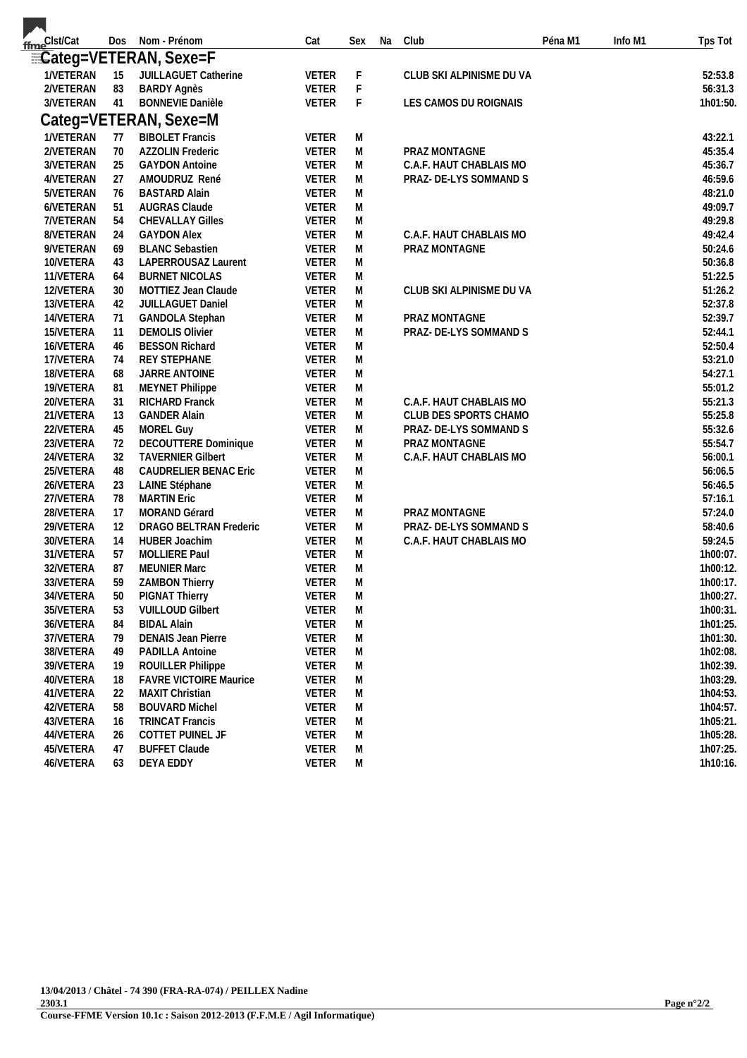| Clst/Cat | Dos | Nom - Prénom | Cat | Sex | Na | Club | Péna M1 | Info M1 | Tps Tot |
|---|---|---|---|---|---|---|---|---|---|

## Categ=VETERAN, Sexe=F

| Clst/Cat | Dos | Nom - Prénom | Cat | Sex | Na | Club | Péna M1 | Info M1 | Tps Tot |
|---|---|---|---|---|---|---|---|---|---|
| 1/VETERAN | 15 | JUILLAGUET Catherine | VETER | F | | CLUB SKI ALPINISME DU VA | | | 52:53.8 |
| 2/VETERAN | 83 | BARDY Agnès | VETER | F | | | | | 56:31.3 |
| 3/VETERAN | 41 | BONNEVIE Danièle | VETER | F | | LES CAMOS DU ROIGNAIS | | | 1h01:50. |

## Categ=VETERAN, Sexe=M

| Clst/Cat | Dos | Nom - Prénom | Cat | Sex | Na | Club | Péna M1 | Info M1 | Tps Tot |
|---|---|---|---|---|---|---|---|---|---|
| 1/VETERAN | 77 | BIBOLET Francis | VETER | M | | | | | 43:22.1 |
| 2/VETERAN | 70 | AZZOLIN Frederic | VETER | M | | PRAZ MONTAGNE | | | 45:35.4 |
| 3/VETERAN | 25 | GAYDON Antoine | VETER | M | | C.A.F. HAUT CHABLAIS MO | | | 45:36.7 |
| 4/VETERAN | 27 | AMOUDRUZ René | VETER | M | | PRAZ- DE-LYS SOMMAND S | | | 46:59.6 |
| 5/VETERAN | 76 | BASTARD Alain | VETER | M | | | | | 48:21.0 |
| 6/VETERAN | 51 | AUGRAS Claude | VETER | M | | | | | 49:09.7 |
| 7/VETERAN | 54 | CHEVALLAY Gilles | VETER | M | | | | | 49:29.8 |
| 8/VETERAN | 24 | GAYDON Alex | VETER | M | | C.A.F. HAUT CHABLAIS MO | | | 49:42.4 |
| 9/VETERAN | 69 | BLANC Sebastien | VETER | M | | PRAZ MONTAGNE | | | 50:24.6 |
| 10/VETERA | 43 | LAPERROUSAZ Laurent | VETER | M | | | | | 50:36.8 |
| 11/VETERA | 64 | BURNET NICOLAS | VETER | M | | | | | 51:22.5 |
| 12/VETERA | 30 | MOTTIEZ Jean Claude | VETER | M | | CLUB SKI ALPINISME DU VA | | | 51:26.2 |
| 13/VETERA | 42 | JUILLAGUET Daniel | VETER | M | | | | | 52:37.8 |
| 14/VETERA | 71 | GANDOLA Stephan | VETER | M | | PRAZ MONTAGNE | | | 52:39.7 |
| 15/VETERA | 11 | DEMOLIS Olivier | VETER | M | | PRAZ- DE-LYS SOMMAND S | | | 52:44.1 |
| 16/VETERA | 46 | BESSON Richard | VETER | M | | | | | 52:50.4 |
| 17/VETERA | 74 | REY STEPHANE | VETER | M | | | | | 53:21.0 |
| 18/VETERA | 68 | JARRE ANTOINE | VETER | M | | | | | 54:27.1 |
| 19/VETERA | 81 | MEYNET Philippe | VETER | M | | | | | 55:01.2 |
| 20/VETERA | 31 | RICHARD Franck | VETER | M | | C.A.F. HAUT CHABLAIS MO | | | 55:21.3 |
| 21/VETERA | 13 | GANDER Alain | VETER | M | | CLUB DES SPORTS CHAMO | | | 55:25.8 |
| 22/VETERA | 45 | MOREL Guy | VETER | M | | PRAZ- DE-LYS SOMMAND S | | | 55:32.6 |
| 23/VETERA | 72 | DECOUTTERE Dominique | VETER | M | | PRAZ MONTAGNE | | | 55:54.7 |
| 24/VETERA | 32 | TAVERNIER Gilbert | VETER | M | | C.A.F. HAUT CHABLAIS MO | | | 56:00.1 |
| 25/VETERA | 48 | CAUDRELIER BENAC Eric | VETER | M | | | | | 56:06.5 |
| 26/VETERA | 23 | LAINE Stéphane | VETER | M | | | | | 56:46.5 |
| 27/VETERA | 78 | MARTIN Eric | VETER | M | | | | | 57:16.1 |
| 28/VETERA | 17 | MORAND Gérard | VETER | M | | PRAZ MONTAGNE | | | 57:24.0 |
| 29/VETERA | 12 | DRAGO BELTRAN Frederic | VETER | M | | PRAZ- DE-LYS SOMMAND S | | | 58:40.6 |
| 30/VETERA | 14 | HUBER Joachim | VETER | M | | C.A.F. HAUT CHABLAIS MO | | | 59:24.5 |
| 31/VETERA | 57 | MOLLIERE Paul | VETER | M | | | | | 1h00:07. |
| 32/VETERA | 87 | MEUNIER Marc | VETER | M | | | | | 1h00:12. |
| 33/VETERA | 59 | ZAMBON Thierry | VETER | M | | | | | 1h00:17. |
| 34/VETERA | 50 | PIGNAT Thierry | VETER | M | | | | | 1h00:27. |
| 35/VETERA | 53 | VUILLOUD Gilbert | VETER | M | | | | | 1h00:31. |
| 36/VETERA | 84 | BIDAL Alain | VETER | M | | | | | 1h01:25. |
| 37/VETERA | 79 | DENAIS Jean Pierre | VETER | M | | | | | 1h01:30. |
| 38/VETERA | 49 | PADILLA Antoine | VETER | M | | | | | 1h02:08. |
| 39/VETERA | 19 | ROUILLER Philippe | VETER | M | | | | | 1h02:39. |
| 40/VETERA | 18 | FAVRE VICTOIRE Maurice | VETER | M | | | | | 1h03:29. |
| 41/VETERA | 22 | MAXIT Christian | VETER | M | | | | | 1h04:53. |
| 42/VETERA | 58 | BOUVARD Michel | VETER | M | | | | | 1h04:57. |
| 43/VETERA | 16 | TRINCAT Francis | VETER | M | | | | | 1h05:21. |
| 44/VETERA | 26 | COTTET PUINEL JF | VETER | M | | | | | 1h05:28. |
| 45/VETERA | 47 | BUFFET Claude | VETER | M | | | | | 1h07:25. |
| 46/VETERA | 63 | DEYA EDDY | VETER | M | | | | | 1h10:16. |

**13/04/2013 / Châtel - 74 390 (FRA-RA-074) / PEILLEX Nadine**
**2303.1**
**Course-FFME Version 10.1c : Saison 2012-2013 (F.F.M.E / Agil Informatique)**